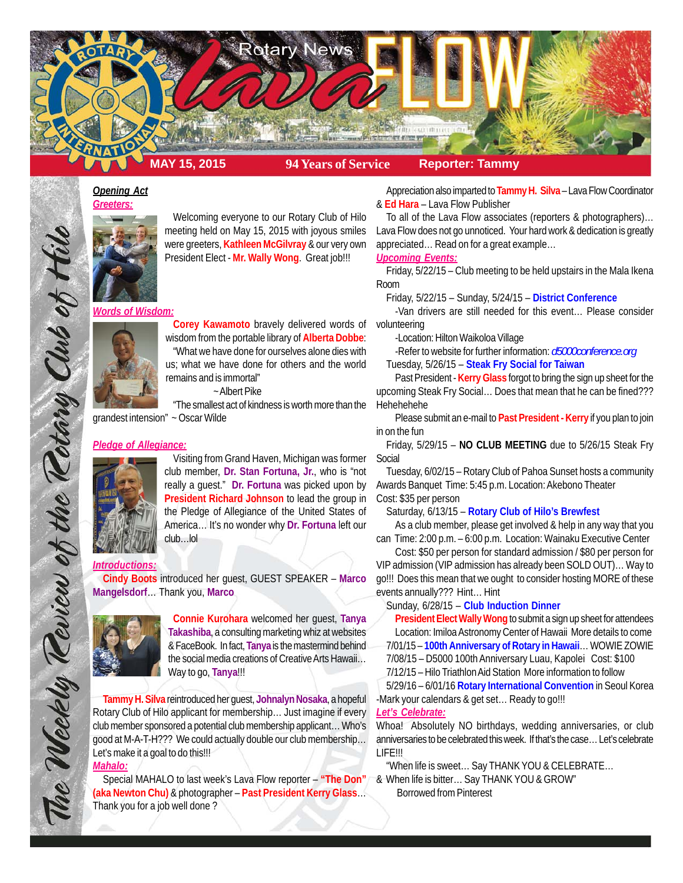# Rotary News Lava FLOW

**MAY 15, 2015** | **94 Years of Service** | **Reporter: Tammy**

*The Weekly Review of the Rotary Club of Hilo*

## *Opening Act*

### *Greeters:*

Welcoming everyone to our Rotary Club of Hilo meeting held on May 15, 2015 with joyous smiles were greeters, **Kathleen McGilvray** & our very own President Elect - **Mr. Wally Wong**. Great job!!!

### *Words of Wisdom:*

**Corey Kawamoto** bravely delivered words of wisdom from the portable library of **Alberta Dobbe**:

"What we have done for ourselves alone dies with us; what we have done for others and the world remains and is immortal"

~ Albert Pike

"The smallest act of kindness is worth more than the grandest intension" ~ Oscar Wilde

### *Pledge of Allegiance:*

Visiting from Grand Haven, Michigan was former club member, **Dr. Stan Fortuna, Jr.**, who is "not really a guest." **Dr. Fortuna** was picked upon by **President Richard Johnson** to lead the group in the Pledge of Allegiance of the United States of America… It's no wonder why **Dr. Fortuna** left our club…lol

### *Introductions:*

**Cindy Boots** introduced her guest, GUEST SPEAKER – **Marco Mangelsdorf**… Thank you, **Marco**

**Connie Kurohara** welcomed her guest, **Tanya Takashiba**, a consulting marketing whiz at websites & FaceBook. In fact, **Tanya** is the mastermind behind the social media creations of Creative Arts Hawaii… Way to go, **Tanya**!!!

**Tammy H. Silva** reintroduced her guest, **Johnalyn Nosaka**, a hopeful Rotary Club of Hilo applicant for membership… Just imagine if every club member sponsored a potential club membership applicant… Who's good at M-A-T-H??? We could actually double our club membership… Let's make it a goal to do this!!!

### *Mahalo:*

Special MAHALO to last week's Lava Flow reporter – **"The Don" (aka Newton Chu)** & photographer – **Past President Kerry Glass**… Thank you for a job well done ?

Appreciation also imparted to **Tammy H. Silva** – Lava Flow Coordinator & **Ed Hara** – Lava Flow Publisher

To all of the Lava Flow associates (reporters & photographers)… Lava Flow does not go unnoticed. Your hard work & dedication is greatly appreciated… Read on for a great example…

### *Upcoming Events:*

Friday, 5/22/15 – Club meeting to be held upstairs in the Mala Ikena Room

Friday, 5/22/15 – Sunday, 5/24/15 – **District Conference**

-Van drivers are still needed for this event… Please consider volunteering

-Location: Hilton Waikoloa Village

-Refer to website for further information: *d5000conference.org*

Tuesday, 5/26/15 – **Steak Fry Social for Taiwan**

Past President - **Kerry Glass** forgot to bring the sign up sheet for the upcoming Steak Fry Social… Does that mean that he can be fined??? Hehehehehe

Please submit an e-mail to **Past President - Kerry** if you plan to join in on the fun

Friday, 5/29/15 – **NO CLUB MEETING** due to 5/26/15 Steak Fry Social

Tuesday, 6/02/15 – Rotary Club of Pahoa Sunset hosts a community Awards Banquet Time: 5:45 p.m. Location: Akebono Theater Cost: $35 per person

Saturday, 6/13/15 – **Rotary Club of Hilo's Brewfest**

As a club member, please get involved & help in any way that you can Time: 2:00 p.m. – 6:00 p.m. Location: Wainaku Executive Center

Cost: $50 per person for standard admission / $80 per person for VIP admission (VIP admission has already been SOLD OUT)… Way to go!!! Does this mean that we ought to consider hosting MORE of these events annually??? Hint… Hint

Sunday, 6/28/15 – **Club Induction Dinner**

**President Elect Wally Wong** to submit a sign up sheet for attendees

Location: Imiloa Astronomy Center of Hawaii More details to come

7/01/15 – **100th Anniversary of Rotary in Hawaii**… WOWIE ZOWIE

7/08/15 – D5000 100th Anniversary Luau, Kapolei Cost: $100

7/12/15 – Hilo Triathlon Aid Station More information to follow

5/29/16 – 6/01/16 **Rotary International Convention** in Seoul Korea

-Mark your calendars & get set… Ready to go!!!

### *Let's Celebrate:*

Whoa! Absolutely NO birthdays, wedding anniversaries, or club anniversaries to be celebrated this week. If that's the case… Let's celebrate LIFE!!!

"When life is sweet… Say THANK YOU & CELEBRATE…
& When life is bitter… Say THANK YOU & GROW"

Borrowed from Pinterest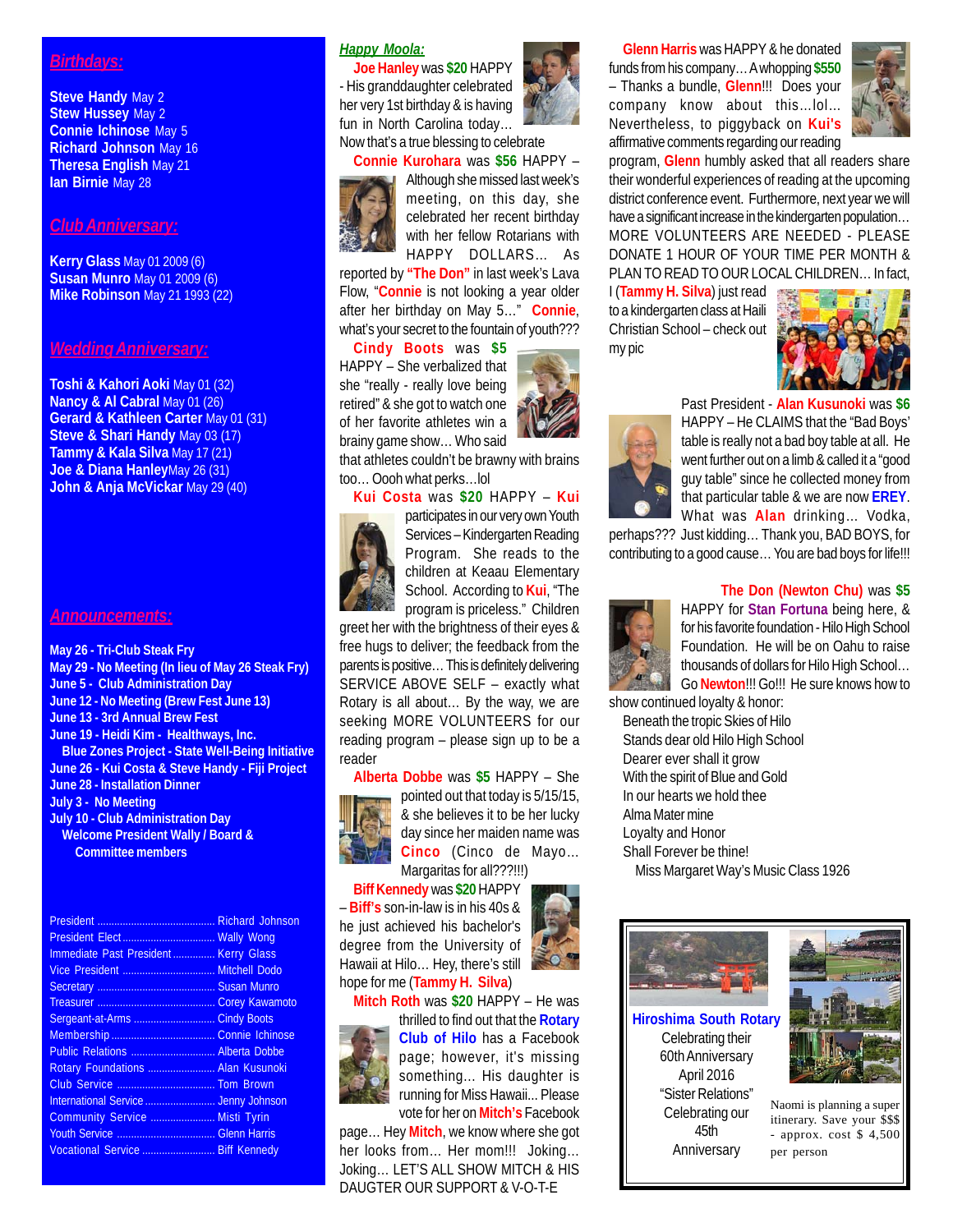## *Birthdays:*

**Steve Handy** May 2
**Stew Hussey** May 2
**Connie Ichinose** May 5
**Richard Johnson** May 16
**Theresa English** May 21
**Ian Birnie** May 28

## *Club Anniversary:*

**Kerry Glass** May 01 2009 (6)
**Susan Munro** May 01 2009 (6)
**Mike Robinson** May 21 1993 (22)

## *Wedding Anniversary:*

**Toshi & Kahori Aoki** May 01 (32)
**Nancy & Al Cabral** May 01 (26)
**Gerard & Kathleen Carter** May 01 (31)
**Steve & Shari Handy** May 03 (17)
**Tammy & Kala Silva** May 17 (21)
**Joe & Diana Hanley** May 26 (31)
**John & Anja McVickar** May 29 (40)

## *Announcements:*

**May 26 - Tri-Club Steak Fry**
**May 29 - No Meeting (In lieu of May 26 Steak Fry)**
**June 5 - Club Administration Day**
**June 12 - No Meeting (Brew Fest June 13)**
**June 13 - 3rd Annual Brew Fest**
**June 19 - Heidi Kim - Healthways, Inc.**
**Blue Zones Project - State Well-Being Initiative**
**June 26 - Kui Costa & Steve Handy - Fiji Project**
**June 28 - Installation Dinner**
**July 3 - No Meeting**
**July 10 - Club Administration Day**
**Welcome President Wally / Board & Committee members**

| | |
|---|---|
| President | Richard Johnson |
| President Elect | Wally Wong |
| Immediate Past President | Kerry Glass |
| Vice President | Mitchell Dodo |
| Secretary | Susan Munro |
| Treasurer | Corey Kawamoto |
| Sergeant-at-Arms | Cindy Boots |
| Membership | Connie Ichinose |
| Public Relations | Alberta Dobbe |
| Rotary Foundations | Alan Kusunoki |
| Club Service | Tom Brown |
| International Service | Jenny Johnson |
| Community Service | Misti Tyrin |
| Youth Service | Glenn Harris |
| Vocational Service | Biff Kennedy |

## *Happy Moola:*

**Joe Hanley** was **$20** HAPPY - His granddaughter celebrated her very 1st birthday & is having fun in North Carolina today… Now that's a true blessing to celebrate

**Connie Kurohara** was **$56** HAPPY – Although she missed last week's meeting, on this day, she celebrated her recent birthday with her fellow Rotarians with HAPPY DOLLARS… As reported by **"The Don"** in last week's Lava Flow, "**Connie** is not looking a year older after her birthday on May 5…" **Connie**, what's your secret to the fountain of youth???

**Cindy Boots** was **$5** HAPPY – She verbalized that she "really - really love being retired" & she got to watch one of her favorite athletes win a brainy game show… Who said that athletes couldn't be brawny with brains too… Oooh what perks…lol

**Kui Costa** was **$20** HAPPY – **Kui** participates in our very own Youth Services – Kindergarten Reading Program. She reads to the children at Keaau Elementary School. According to **Kui**, "The program is priceless." Children greet her with the brightness of their eyes & free hugs to deliver; the feedback from the parents is positive… This is definitely delivering SERVICE ABOVE SELF – exactly what Rotary is all about… By the way, we are seeking MORE VOLUNTEERS for our reading program – please sign up to be a reader

**Alberta Dobbe** was **$5** HAPPY – She pointed out that today is 5/15/15, & she believes it to be her lucky day since her maiden name was **Cinco** (Cinco de Mayo… Margaritas for all???!!!)

**Biff Kennedy** was **$20** HAPPY – **Biff's** son-in-law is in his 40s & he just achieved his bachelor's degree from the University of Hawaii at Hilo… Hey, there's still hope for me (**Tammy H. Silva**)

**Mitch Roth** was **$20** HAPPY – He was thrilled to find out that the **Rotary Club of Hilo** has a Facebook page; however, it's missing something… His daughter is running for Miss Hawaii... Please vote for her on **Mitch's** Facebook page… Hey **Mitch**, we know where she got her looks from… Her mom!!! Joking… Joking… LET'S ALL SHOW MITCH & HIS DAUGTER OUR SUPPORT & V-O-T-E

**Glenn Harris** was HAPPY & he donated funds from his company… A whopping **$550** – Thanks a bundle, **Glenn**!!! Does your company know about this…lol… Nevertheless, to piggyback on **Kui's** affirmative comments regarding our reading program, **Glenn** humbly asked that all readers share their wonderful experiences of reading at the upcoming district conference event. Furthermore, next year we will have a significant increase in the kindergarten population… MORE VOLUNTEERS ARE NEEDED - PLEASE DONATE 1 HOUR OF YOUR TIME PER MONTH & PLAN TO READ TO OUR LOCAL CHILDREN… In fact, I (**Tammy H. Silva**) just read to a kindergarten class at Haili Christian School – check out my pic

Past President - **Alan Kusunoki** was **$6** HAPPY – He CLAIMS that the "Bad Boys' table is really not a bad boy table at all. He went further out on a limb & called it a "good guy table" since he collected money from that particular table & we are now **EREY**. What was **Alan** drinking… Vodka, perhaps??? Just kidding… Thank you, BAD BOYS, for contributing to a good cause… You are bad boys for life!!!

**The Don (Newton Chu)** was **$5** HAPPY for **Stan Fortuna** being here, & for his favorite foundation - Hilo High School Foundation. He will be on Oahu to raise thousands of dollars for Hilo High School… Go **Newton**!!! Go!!! He sure knows how to show continued loyalty & honor:

Beneath the tropic Skies of Hilo
Stands dear old Hilo High School
Dearer ever shall it grow
With the spirit of Blue and Gold
In our hearts we hold thee
Alma Mater mine
Loyalty and Honor
Shall Forever be thine!
Miss Margaret Way's Music Class 1926

**Hiroshima South Rotary**
Celebrating their 60th Anniversary
April 2016
"Sister Relations"
Celebrating our 45th Anniversary

Naomi is planning a super itinerary. Save your $$$ - approx. cost $ 4,500 per person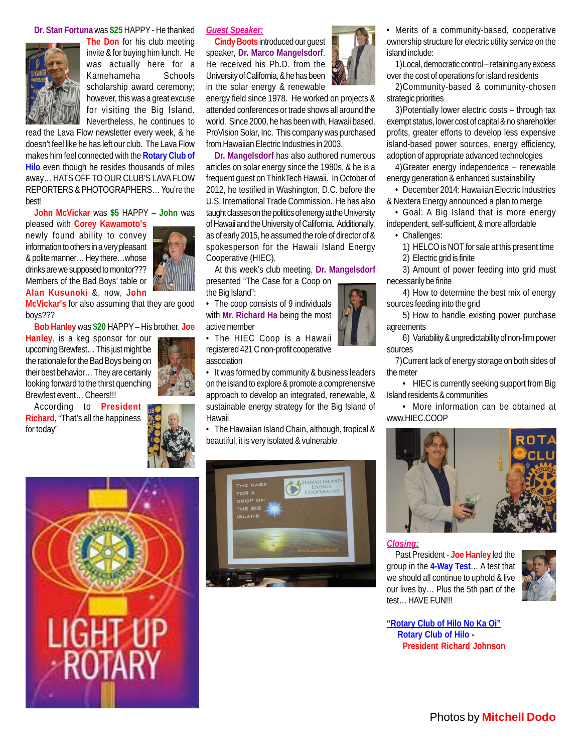**Dr. Stan Fortuna** was **$25** HAPPY - He thanked **The Don** for his club meeting invite & for buying him lunch. He was actually here for a Kamehameha Schools scholarship award ceremony; however, this was a great excuse for visiting the Big Island. Nevertheless, he continues to read the Lava Flow newsletter every week, & he doesn't feel like he has left our club. The Lava Flow makes him feel connected with the **Rotary Club of Hilo** even though he resides thousands of miles away… HATS OFF TO OUR CLUB'S LAVA FLOW REPORTERS & PHOTOGRAPHERS… You're the best!

**John McVickar** was **$5** HAPPY – **John** was pleased with **Corey Kawamoto's** newly found ability to convey information to others in a very pleasant & polite manner… Hey there…whose drinks are we supposed to monitor??? Members of the Bad Boys' table or **Alan Kusunoki** &, now, **John McVickar's** for also assuming that they are good boys???

**Bob Hanley** was **$20** HAPPY – His brother, **Joe Hanley**, is a keg sponsor for our upcoming Brewfest… This just might be the rationale for the Bad Boys being on their best behavior… They are certainly looking forward to the thirst quenching Brewfest event… Cheers!!!

According to **President Richard**, "That's all the happiness for today"

***Guest Speaker:***

**Cindy Boots** introduced our guest speaker, **Dr. Marco Mangelsdorf**. He received his Ph.D. from the University of California, & he has been in the solar energy & renewable energy field since 1978. He worked on projects & attended conferences or trade shows all around the world. Since 2000, he has been with, Hawaii based, ProVision Solar, Inc. This company was purchased from Hawaiian Electric Industries in 2003.

**Dr. Mangelsdorf** has also authored numerous articles on solar energy since the 1980s, & he is a frequent guest on ThinkTech Hawaii. In October of 2012, he testified in Washington, D.C. before the U.S. International Trade Commission. He has also taught classes on the politics of energy at the University of Hawaii and the University of California. Additionally, as of early 2015, he assumed the role of director of & spokesperson for the Hawaii Island Energy Cooperative (HIEC).

At this week's club meeting, **Dr. Mangelsdorf** presented "The Case for a Coop on the Big Island":

- The coop consists of 9 individuals with **Mr. Richard Ha** being the most active member
- The HIEC Coop is a Hawaii registered 421 C non-profit cooperative association
- It was formed by community & business leaders on the island to explore & promote a comprehensive approach to develop an integrated, renewable, & sustainable energy strategy for the Big Island of Hawaii
- The Hawaiian Island Chain, although, tropical & beautiful, it is very isolated & vulnerable
- Merits of a community-based, cooperative ownership structure for electric utility service on the island include:

1) Local, democratic control – retaining any excess over the cost of operations for island residents

2) Community-based & community-chosen strategic priorities

3) Potentially lower electric costs – through tax exempt status, lower cost of capital & no shareholder profits, greater efforts to develop less expensive island-based power sources, energy efficiency, adoption of appropriate advanced technologies

4) Greater energy independence – renewable energy generation & enhanced sustainability

- December 2014: Hawaiian Electric Industries & Nextera Energy announced a plan to merge
- Goal: A Big Island that is more energy independent, self-sufficient, & more affordable
- Challenges:

1) HELCO is NOT for sale at this present time

2) Electric grid is finite

3) Amount of power feeding into grid must necessarily be finite

4) How to determine the best mix of energy sources feeding into the grid

5) How to handle existing power purchase agreements

6) Variability & unpredictability of non-firm power sources

7) Current lack of energy storage on both sides of the meter

- HIEC is currently seeking support from Big Island residents & communities
- More information can be obtained at www.HIEC.COOP

***Closing:***

Past President - **Joe Hanley** led the group in the **4-Way Test**… A test that we should all continue to uphold & live our lives by… Plus the 5th part of the test… HAVE FUN!!!

**"Rotary Club of Hilo No Ka Oi"**
**Rotary Club of Hilo -**
**President Richard Johnson**

Photos by **Mitchell Dodo**